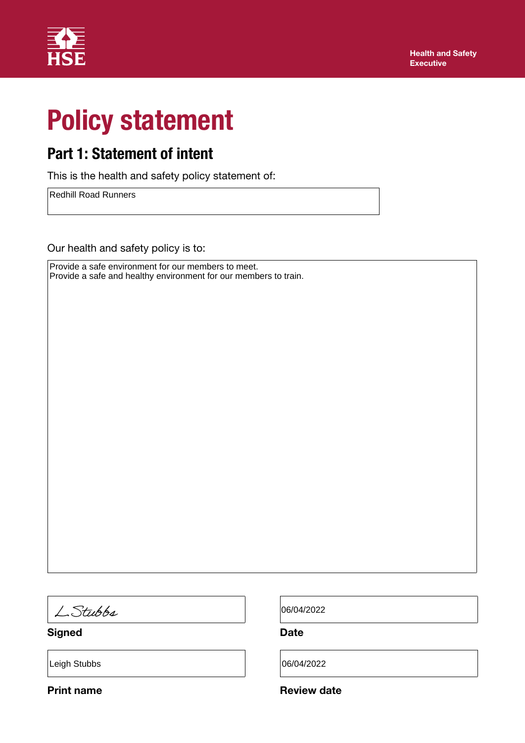Health and Safety Executive

# Policy statement

## Part 1: Statement of intent

This is the health and safety policy statement of:

Redhill Road Runners

Our health and safety policy is to:

Provide a safe environment for our members to meet.
Provide a safe and healthy environment for our members to train.

L Stubbs

**Signed**

06/04/2022

**Date**

Leigh Stubbs

**Print name**

06/04/2022

**Review date**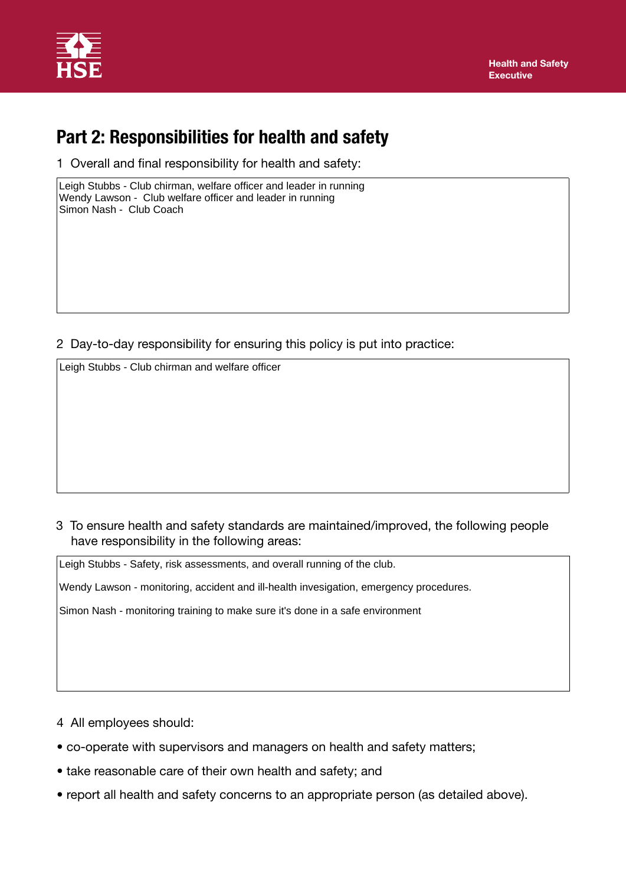# Part 2: Responsibilities for health and safety

1 Overall and final responsibility for health and safety:

Leigh Stubbs - Club chirman, welfare officer and leader in running
Wendy Lawson - Club welfare officer and leader in running
Simon Nash - Club Coach

2 Day-to-day responsibility for ensuring this policy is put into practice:

Leigh Stubbs - Club chirman and welfare officer

3 To ensure health and safety standards are maintained/improved, the following people have responsibility in the following areas:

Leigh Stubbs - Safety, risk assessments, and overall running of the club.

Wendy Lawson - monitoring, accident and ill-health invesigation, emergency procedures.

Simon Nash - monitoring training to make sure it's done in a safe environment

4 All employees should:

- co-operate with supervisors and managers on health and safety matters;
- take reasonable care of their own health and safety; and
- report all health and safety concerns to an appropriate person (as detailed above).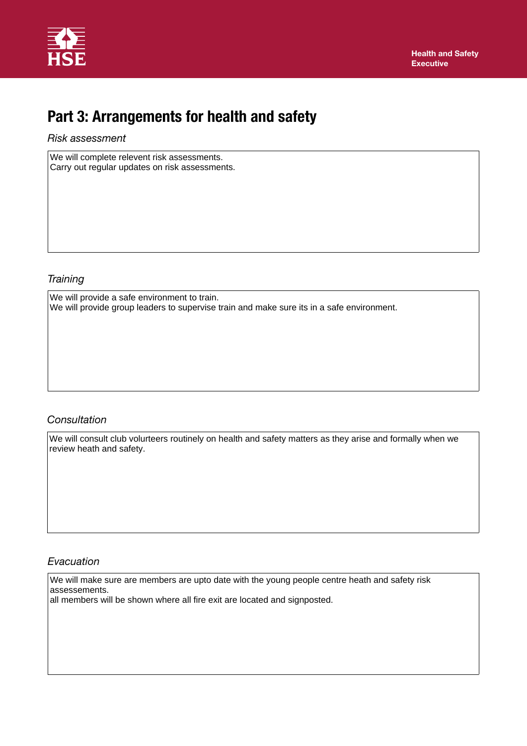# Part 3: Arrangements for health and safety

*Risk assessment*

We will complete relevent risk assessments.
Carry out regular updates on risk assessments.

*Training*

We will provide a safe environment to train.
We will provide group leaders to supervise train and make sure its in a safe environment.

*Consultation*

We will consult club volurteers routinely on health and safety matters as they arise and formally when we review heath and safety.

*Evacuation*

We will make sure are members are upto date with the young people centre heath and safety risk assessements.
all members will be shown where all fire exit are located and signposted.